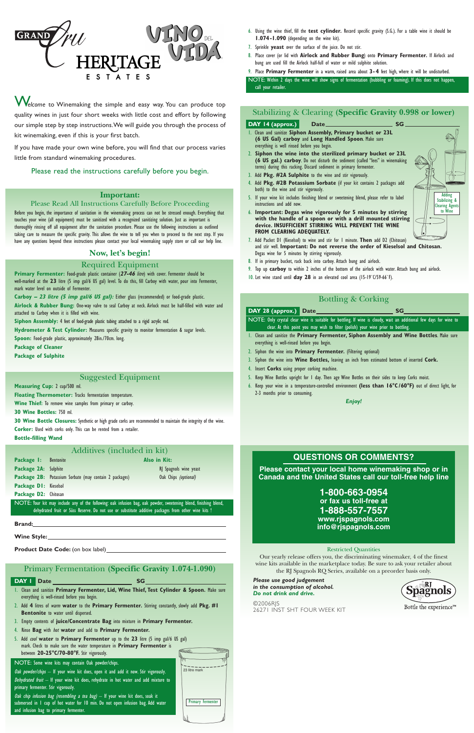# GRAND Cru HERITAGE ESTATES — VINO DEL VIDA

Welcome to Winemaking the simple and easy way. You can produce top quality wines in just four short weeks with little cost and effort by following our simple step by step instructions. We will guide you through the process of kit winemaking, even if this is your first batch.

If you have made your own wine before, you will find that our process varies little from standard winemaking procedures.

Please read the instructions carefully before you begin.

## Important:

### Please Read All Instructions Carefully Before Proceeding

Before you begin, the importance of sanitation in the winemaking process can not be stressed enough. Everything that touches your wine (all equipment) must be sanitized with a recognized sanitizing solution. Just as important is thoroughly rinsing off all equipment after the sanitation procedure. Please use the following instructions as outlined taking care to measure the specific gravity. This allows the wine to tell you when to proceed to the next step. If you have any questions beyond these instructions please contact your local winemaking supply store or call our help line.

## Now, let's begin!

## Required Equipment

**Primary Fermenter:** Food-grade plastic container (***27-46** litre*) with cover. Fermenter should be well-marked at the **23** litre (5 imp gal/6 US gal) level. To do this, fill Carboy with water, pour into Fermenter, mark water level on outside of Fermenter.

**Carboy – *23 litre (5 imp gal/6 US gal):*** Either glass (recommended) or food-grade plastic.

**Airlock & Rubber Bung:** One-way valve to seal Carboy at neck. Airlock must be half-filled with water and attached to Carboy when it is filled with wine.

**Siphon Assembly:** 4 feet of food-grade plastic tubing attached to a rigid acrylic rod.

**Hydrometer & Test Cylinder:** Measures specific gravity to monitor fermentation & sugar levels.

**Spoon:** Food-grade plastic, approximately 28in./70cm. long.

**Package of Cleaner**

**Package of Sulphite**

## Suggested Equipment

**Measuring Cup:** 2 cup/500 ml.

**Floating Thermometer:** Tracks fermentation temperature.

**Wine Thief:** To remove wine samples from primary or carboy.

**30 Wine Bottles:** 750 ml.

**30 Wine Bottle Closures:** Synthetic or high grade corks are recommended to maintain the integrity of the wine.

**Corker:** Used with corks only. This can be rented from a retailer.

**Bottle-filling Wand**

## Additives (included in kit)

| | | Also in Kit: |
|---|---|---|
| **Package 1:** | Bentonite | RJ Spagnols wine yeast |
| **Package 2A:** | Sulphite | Oak Chips *(optional)* |
| **Package 2B:** | Potassium Sorbate (may contain 2 packages) | |
| **Package D1:** | Kieselsol | |
| **Package D2:** | Chitosan | |

NOTE: Your kit may include any of the following: oak infusion bag, oak powder, sweetening blend, finishing blend, dehydrated fruit or Süss Reserve. Do not use or substitute additive packages from other wine kits !

**Brand:** ______________________

**Wine Style:** ______________________

**Product Date Code:** (on box label) ______________________

## Primary Fermentation (Specific Gravity 1.074-1.090)

**DAY 1** Date ____________ SG ____________

1. Clean and sanitize **Primary Fermenter, Lid, Wine Thief, Test Cylinder & Spoon.** Make sure everything is well-rinsed before you begin.
2. Add **4** litres of *warm* **water** to the **Primary Fermenter.** Stirring constantly, slowly add **Pkg. #1 Bentonite** to water until dispersed.
3. Empty contents of **juice/Concentrate Bag** into mixture in **Primary Fermenter.**
4. Rinse **Bag** with *hot* **water** and add to **Primary Fermenter.**
5. Add *cool* **water** to **Primary Fermenter** up to the **23** litre (5 imp gal/6 US gal) mark. Check to make sure the water temperature in **Primary Fermenter** is between **20-25°C/70-80°F.** Stir vigorously.

NOTE: Some wine kits may contain Oak powder/chips.

*Oak powder/chips* – If your wine kit does, open it and add it now. Stir vigorously.

*Dehydrated fruit* – If your wine kit does, rehydrate in hot water and add mixture to primary fermenter. Stir vigorously.

*Oak chip infusion bag (resembling a tea bag)* – If your wine kit does, soak it submersed in 1 cup of hot water for 10 min. Do not open infusion bag. Add water and infusion bag to primary fermenter.

23 litre mark

Primary Fermenter

6. Using the wine thief, fill the **test cylinder.** Record specific gravity (S.G.). For a table wine it should be **1.074-1.090** (depending on the wine kit).
7. Sprinkle **yeast** over the surface of the juice. Do not stir.
8. Place cover (or lid with **Airlock and Rubber Bung**) onto **Primary Fermenter.** If Airlock and bung are used fill the Airlock half-full of water or mild sulphite solution.
9. Place **Primary Fermenter** in a warm, raised area about **3-4** feet high, where it will be undisturbed.

NOTE: Within 2 days the wine will show signs of fermentation (bubbling or foaming). If this does not happen, call your retailer.

## Stabilizing & Clearing (Specific Gravity 0.998 or lower)

**DAY 14 (approx.)** Date ____________ SG ____________

1. Clean and sanitize **Siphon Assembly, Primary bucket or 23L (6 US Gal) carboy** and **Long Handled Spoon.** Make sure everything is well rinsed before you begin.
2. **Siphon the wine into the sterilized primary bucket or 23L (6 US gal.) carboy.** Do not disturb the sediment (called "lees" in winemaking terms) during this racking. Discard sediment in primary fermenter.
3. Add **Pkg. #2A Sulphite** to the wine and stir vigorously.
4. Add **Pkg. #2B Potassium Sorbate** (if your kit contains 2 packages add both) to the wine and stir vigorously.
5. If your wine kit includes finishing blend or sweetening blend, please refer to label instructions and add now.
6. **Important: Degas wine vigorously for 5 minutes by stirring with the handle of a spoon or with a drill mounted stirring device. INSUFFICIENT STIRRING WILL PREVENT THE WINE FROM CLEARING ADEQUATELY.**
7. Add Packet D1 (Kieselsol) to wine and stir for 1 minute. **Then** add D2 (Chitosan) and stir well. **Important: Do not reverse the order of Kieselsol and Chitosan.** Degas wine for 5 minutes by stirring vigorously.
8. If in primary bucket, rack back into carboy. Attach bung and airlock.
9. Top up **carboy** to within 2 inches of the bottom of the airlock with water. Attach bung and airlock.
10. Let wine stand until **day 28** in an elevated cool area (15-19°C/59-66°F).

Adding Stabilizing & Clearing Agents to Wine

## Bottling & Corking

**DAY 28 (approx.)** Date ____________ SG ____________

NOTE: Only crystal clear wine is suitable for bottling. If wine is cloudy, wait an additional few days for wine to clear. At this point you may wish to filter (polish) your wine prior to bottling.

1. Clean and sanitize the **Primary Fermenter, Siphon Assembly and Wine Bottles.** Make sure everything is well-rinsed before you begin.
2. Siphon the wine into **Primary Fermenter.** (Filtering optional)
3. Siphon the wine into **Wine Bottles,** leaving an inch from estimated bottom of inserted **Cork.**
4. Insert **Corks** using proper corking machine.
5. Keep Wine Bottles upright for 1 day. Then age Wine Bottles on their sides to keep Corks moist.
6. Keep your wine in a temperature-controlled environment **(less than 16°C/60°F)** out of direct light, for 2-3 months prior to consuming.

***Enjoy!***

## QUESTIONS OR COMMENTS?

**Please contact your local home winemaking shop or in Canada and the United States call our toll-free help line**

**1-800-663-0954**
**or fax us toll-free at**
**1-888-557-7557**
**www.rjspagnols.com**
**info@rjspagnols.com**

### Restricted Quantities

Our yearly release offers you, the discriminating winemaker, 4 of the finest wine kits available in the marketplace today. Be sure to ask your retailer about the RJ Spagnols RQ Series, available on a preorder basis only.

***Please use good judgement in the consumption of alcohol. Do not drink and drive.***

©2006RJS
26271 INST SHT FOUR WEEK KIT

RJ Spagnols — Bottle the experience™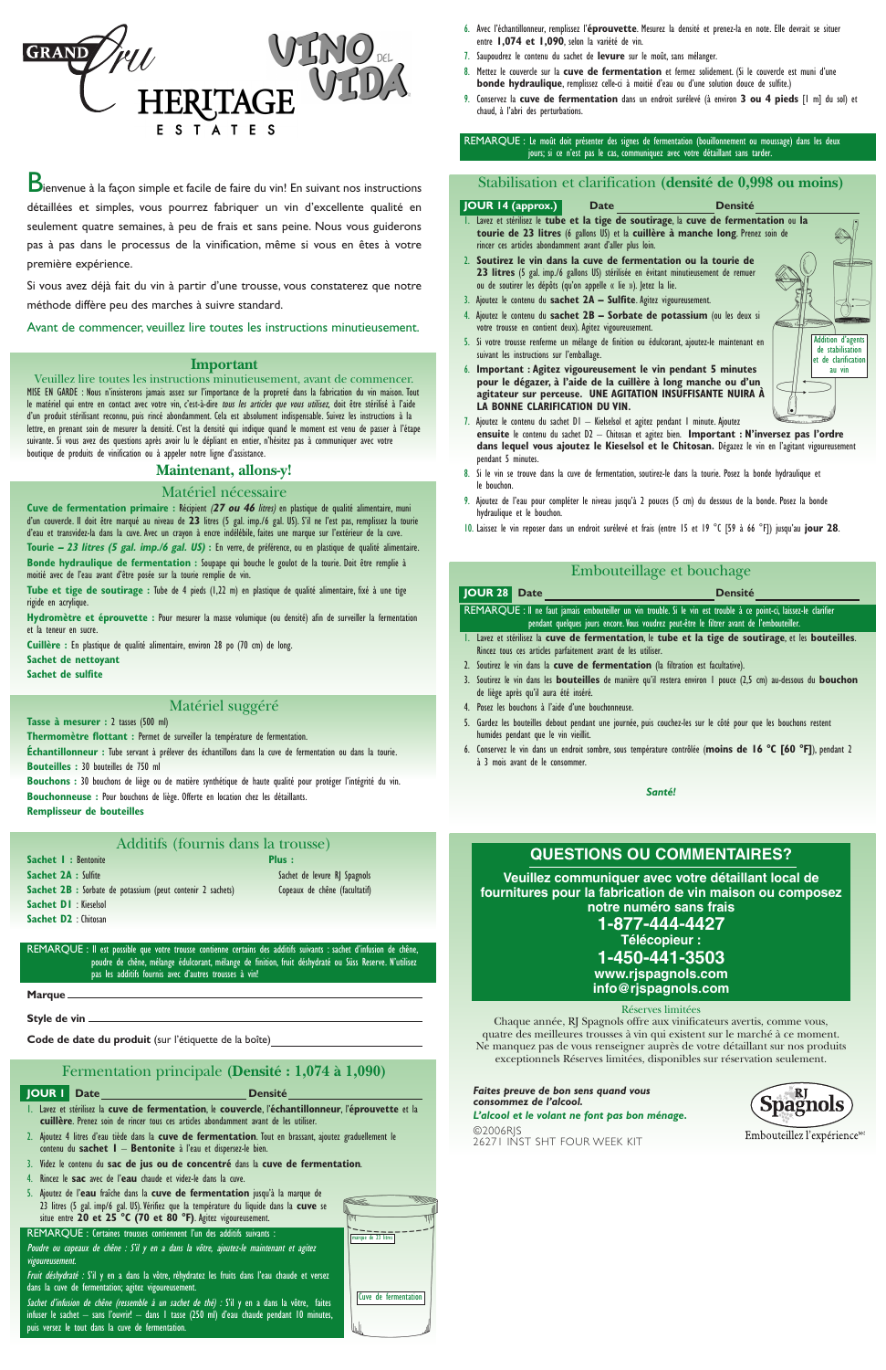GRAND Cru HERITAGE ESTATES

VINO DEL VIDA

**B**ienvenue à la façon simple et facile de faire du vin! En suivant nos instructions détaillées et simples, vous pourrez fabriquer un vin d'excellente qualité en seulement quatre semaines, à peu de frais et sans peine. Nous vous guiderons pas à pas dans le processus de la vinification, même si vous en êtes à votre première expérience.

Si vous avez déjà fait du vin à partir d'une trousse, vous constaterez que notre méthode diffère peu des marches à suivre standard.

Avant de commencer, veuillez lire toutes les instructions minutieusement.

## Important

Veuillez lire toutes les instructions minutieusement, avant de commencer.

MISE EN GARDE : Nous n'insisterons jamais assez sur l'importance de la propreté dans la fabrication du vin maison. Tout le matériel qui entre en contact avec votre vin, c'est-à-dire *tous les articles que vous utilisez*, doit être stérilisé à l'aide d'un produit stérilisant reconnu, puis rincé abondamment. Cela est absolument indispensable. Suivez les instructions à la lettre, en prenant soin de mesurer la densité. C'est la densité qui indique quand le moment est venu de passer à l'étape suivante. Si vous avez des questions après avoir lu le dépliant en entier, n'hésitez pas à communiquer avec votre boutique de produits de vinification ou à appeler notre ligne d'assistance.

### Maintenant, allons-y!

## Matériel nécessaire

**Cuve de fermentation primaire :** Récipient *(27 ou 46 litres)* en plastique de qualité alimentaire, muni d'un couvercle. Il doit être marqué au niveau de **23** litres (5 gal. imp./6 gal. US). S'il ne l'est pas, remplissez la tourie d'eau et transvidez-la dans la cuve. Avec un crayon à encre indélébile, faites une marque sur l'extérieur de la cuve.

**Tourie – *23 litres (5 gal. imp./6 gal. US)* :** En verre, de préférence, ou en plastique de qualité alimentaire.

**Bonde hydraulique de fermentation :** Soupape qui bouche le goulot de la tourie. Doit être remplie à moitié avec de l'eau avant d'être posée sur la tourie remplie de vin.

**Tube et tige de soutirage :** Tube de 4 pieds (1,22 m) en plastique de qualité alimentaire, fixé à une tige rigide en acrylique.

**Hydromètre et éprouvette :** Pour mesurer la masse volumique (ou densité) afin de surveiller la fermentation et la teneur en sucre.

**Cuillère :** En plastique de qualité alimentaire, environ 28 po (70 cm) de long.

**Sachet de nettoyant**

**Sachet de sulfite**

## Matériel suggéré

**Tasse à mesurer :** 2 tasses (500 ml)

**Thermomètre flottant :** Permet de surveiller la température de fermentation.

**Échantillonneur :** Tube servant à prélever des échantillons dans la cuve de fermentation ou dans la tourie.

**Bouteilles :** 30 bouteilles de 750 ml

**Bouchons :** 30 bouchons de liège ou de matière synthétique de haute qualité pour protéger l'intégrité du vin.

**Bouchonneuse :** Pour bouchons de liège. Offerte en location chez les détaillants.

**Remplisseur de bouteilles**

## Additifs (fournis dans la trousse)

**Sachet 1 :** Bentonite

**Sachet 2A :** Sulfite

**Sachet 2B :** Sorbate de potassium (peut contenir 2 sachets)

**Sachet D1 :** Kieselsol

**Sachet D2 :** Chitosan

**Plus :**

Sachet de levure RJ Spagnols

Copeaux de chêne (facultatif)

REMARQUE : Il est possible que votre trousse contienne certains des additifs suivants : sachet d'infusion de chêne, poudre de chêne, mélange édulcorant, mélange de finition, fruit déshydraté ou Süss Reserve. N'utilisez pas les additifs fournis avec d'autres trousses à vin!

**Marque** ______________________________

**Style de vin** ______________________________

**Code de date du produit** (sur l'étiquette de la boîte) ______________________________

## Fermentation principale (Densité : 1,074 à 1,090)

**JOUR 1** Date ____________ Densité ____________

1. Lavez et stérilisez la **cuve de fermentation**, le **couvercle**, l'**échantillonneur**, l'**éprouvette** et la **cuillère**. Prenez soin de rincer tous ces articles abondamment avant de les utiliser.
2. Ajoutez 4 litres d'eau tiède dans la **cuve de fermentation**. Tout en brassant, ajoutez graduellement le contenu du **sachet 1 – Bentonite** à l'eau et dispersez-le bien.
3. Videz le contenu du **sac de jus ou de concentré** dans la **cuve de fermentation**.
4. Rincez le **sac** avec de l'**eau** chaude et videz-le dans la cuve.
5. Ajoutez de l'**eau** fraîche dans la **cuve de fermentation** jusqu'à la marque de 23 litres (5 gal. imp/6 gal. US). Vérifiez que la température du liquide dans la **cuve** se situe entre **20 et 25 °C (70 et 80 °F)**. Agitez vigoureusement.

Marque de 23 litres

Cuve de fermentation

REMARQUE : Certaines trousses contiennent l'un des additifs suivants :

*Poudre ou copeaux de chêne : S'il y en a dans la vôtre, ajoutez-le maintenant et agitez vigoureusement.*

*Fruit déshydraté : S'il y en a dans la vôtre, réhydratez les fruits dans l'eau chaude et versez dans la cuve de fermentation; agitez vigoureusement.*

*Sachet d'infusion de chêne (ressemble à un sachet de thé) : S'il y en a dans la vôtre, faites infuser le sachet — sans l'ouvrir! — dans 1 tasse (250 ml) d'eau chaude pendant 10 minutes, puis versez le tout dans la cuve de fermentation.*

6. Avec l'échantillonneur, remplissez l'**éprouvette**. Mesurez la densité et prenez-la en note. Elle devrait se situer entre **1,074 et 1,090**, selon la variété de vin.
7. Saupoudrez le contenu du sachet de **levure** sur le moût, sans mélanger.
8. Mettez le couvercle sur la **cuve de fermentation** et fermez solidement. (Si le couvercle est muni d'une **bonde hydraulique**, remplissez celle-ci à moitié d'eau ou d'une solution douce de sulfite.)
9. Conservez la **cuve de fermentation** dans un endroit surélevé (à environ **3 ou 4 pieds** [1 m] du sol) et chaud, à l'abri des perturbations.

REMARQUE : Le moût doit présenter des signes de fermentation (bouillonnement ou moussage) dans les deux jours; si ce n'est pas le cas, communiquez avec votre détaillant sans tarder.

## Stabilisation et clarification (densité de 0,998 ou moins)

**JOUR 14 (approx.)** Date ____________ Densité ____________

1. Lavez et stérilisez le **tube et la tige de soutirage**, la **cuve de fermentation** ou **la tourie de 23 litres** (6 gallons US) et la **cuillère à manche long**. Prenez soin de rincer ces articles abondamment avant d'aller plus loin.
2. **Soutirez le vin dans la cuve de fermentation ou la tourie de 23 litres** (5 gal. imp./6 gallons US) stérilisée en évitant minutieusement de remuer ou de soutirer les dépôts (qu'on appelle « lie »). Jetez la lie.
3. Ajoutez le contenu du **sachet 2A – Sulfite**. Agitez vigoureusement.
4. Ajoutez le contenu du **sachet 2B – Sorbate de potassium** (ou les deux si votre trousse en contient deux). Agitez vigoureusement.
5. Si votre trousse renferme un mélange de finition ou édulcorant, ajoutez-le maintenant en suivant les instructions sur l'emballage.
6. **Important : Agitez vigoureusement le vin pendant 5 minutes pour le dégazer, à l'aide de la cuillère à long manche ou d'un agitateur sur perceuse. UNE AGITATION INSUFFISANTE NUIRA À LA BONNE CLARIFICATION DU VIN.**
7. Ajoutez le contenu du sachet D1 – Kieselsol et agitez pendant 1 minute. Ajoutez **ensuite** le contenu du sachet D2 – Chitosan et agitez bien. **Important : N'inversez pas l'ordre dans lequel vous ajoutez le Kieselsol et le Chitosan.** Dégazez le vin en l'agitant vigoureusement pendant 5 minutes.
8. Si le vin se trouve dans la cuve de fermentation, soutirez-le dans la tourie. Posez la bonde hydraulique et le bouchon.
9. Ajoutez de l'eau pour compléter le niveau jusqu'à 2 pouces (5 cm) du dessous de la bonde. Posez la bonde hydraulique et le bouchon.
10. Laissez le vin reposer dans un endroit surélevé et frais (entre 15 et 19 °C [59 à 66 °F]) jusqu'au **jour 28**.

Addition d'agents de stabilisation et de clarification au vin

## Embouteillage et bouchage

**JOUR 28** Date ____________ Densité ____________

REMARQUE : Il ne faut jamais embouteiller un vin trouble. Si le vin est trouble à ce point-ci, laissez-le clarifier pendant quelques jours encore. Vous voudrez peut-être le filtrer avant de l'embouteiller.

1. Lavez et stérilisez la **cuve de fermentation**, le **tube et la tige de soutirage**, et les **bouteilles**. Rincez tous ces articles parfaitement avant de les utiliser.
2. Soutirez le vin dans la **cuve de fermentation** (la filtration est facultative).
3. Soutirez le vin dans les **bouteilles** de manière qu'il restera environ 1 pouce (2,5 cm) au-dessous du **bouchon** de liège après qu'il aura été inséré.
4. Posez les bouchons à l'aide d'une bouchonneuse.
5. Gardez les bouteilles debout pendant une journée, puis couchez-les sur le côté pour que les bouchons restent humides pendant que le vin vieillit.
6. Conservez le vin dans un endroit sombre, sous température contrôlée (**moins de 16 °C [60 °F]**), pendant 2 à 3 mois avant de le consommer.

*Santé!*

## QUESTIONS OU COMMENTAIRES?

**Veuillez communiquer avec votre détaillant local de fournitures pour la fabrication de vin maison ou composez notre numéro sans frais**

**1-877-444-4427**

**Télécopieur :**

**1-450-441-3503**

**www.rjspagnols.com**

**info@rjspagnols.com**

### Réserves limitées

Chaque année, RJ Spagnols offre aux vinificateurs avertis, comme vous, quatre des meilleures trousses à vin qui existent sur le marché à ce moment. Ne manquez pas de vous renseigner auprès de votre détaillant sur nos produits exceptionnels Réserves limitées, disponibles sur réservation seulement.

***Faites preuve de bon sens quand vous consommez de l'alcool.***

***L'alcool et le volant ne font pas bon ménage.***

©2006RJS

26271 INST SHT FOUR WEEK KIT

RJ Spagnols

Embouteillez l'expérience[MC]